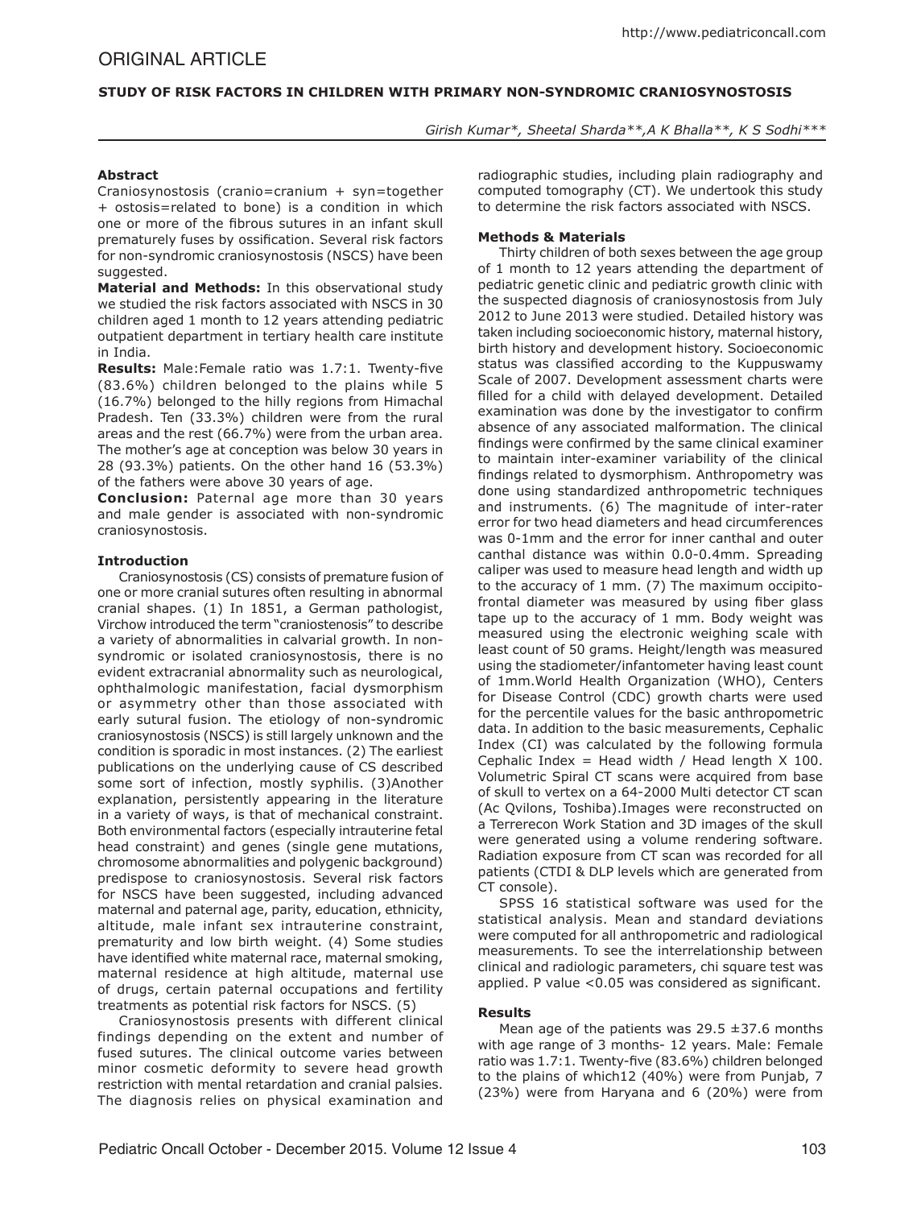ORIGINAL ARTICLE

# STUDY OF RISK FACTORS IN CHILDREN WITH PRIMARY NON-SYNDROMIC CRANIOSYNOSTOSIS

*Girish Kumar\*, Sheetal Sharda\*\*,A K Bhalla\*\*, K S Sodhi\*\*\**

### Abstract

Craniosynostosis (cranio=cranium + syn=together + ostosis=related to bone) is a condition in which one or more of the fibrous sutures in an infant skull prematurely fuses by ossification. Several risk factors for non-syndromic craniosynostosis (NSCS) have been suggested.

**Material and Methods:** In this observational study we studied the risk factors associated with NSCS in 30 children aged 1 month to 12 years attending pediatric outpatient department in tertiary health care institute in India.

**Results:** Male:Female ratio was 1.7:1. Twenty-five (83.6%) children belonged to the plains while 5 (16.7%) belonged to the hilly regions from Himachal Pradesh. Ten (33.3%) children were from the rural areas and the rest (66.7%) were from the urban area. The mother's age at conception was below 30 years in 28 (93.3%) patients. On the other hand 16 (53.3%) of the fathers were above 30 years of age.

**Conclusion:** Paternal age more than 30 years and male gender is associated with non-syndromic craniosynostosis.

### Introduction

Craniosynostosis (CS) consists of premature fusion of one or more cranial sutures often resulting in abnormal cranial shapes. (1) In 1851, a German pathologist, Virchow introduced the term "craniostenosis" to describe a variety of abnormalities in calvarial growth. In non-syndromic or isolated craniosynostosis, there is no evident extracranial abnormality such as neurological, ophthalmologic manifestation, facial dysmorphism or asymmetry other than those associated with early sutural fusion. The etiology of non-syndromic craniosynostosis (NSCS) is still largely unknown and the condition is sporadic in most instances. (2) The earliest publications on the underlying cause of CS described some sort of infection, mostly syphilis. (3)Another explanation, persistently appearing in the literature in a variety of ways, is that of mechanical constraint. Both environmental factors (especially intrauterine fetal head constraint) and genes (single gene mutations, chromosome abnormalities and polygenic background) predispose to craniosynostosis. Several risk factors for NSCS have been suggested, including advanced maternal and paternal age, parity, education, ethnicity, altitude, male infant sex intrauterine constraint, prematurity and low birth weight. (4) Some studies have identified white maternal race, maternal smoking, maternal residence at high altitude, maternal use of drugs, certain paternal occupations and fertility treatments as potential risk factors for NSCS. (5)

Craniosynostosis presents with different clinical findings depending on the extent and number of fused sutures. The clinical outcome varies between minor cosmetic deformity to severe head growth restriction with mental retardation and cranial palsies. The diagnosis relies on physical examination and radiographic studies, including plain radiography and computed tomography (CT). We undertook this study to determine the risk factors associated with NSCS.

### Methods & Materials

Thirty children of both sexes between the age group of 1 month to 12 years attending the department of pediatric genetic clinic and pediatric growth clinic with the suspected diagnosis of craniosynostosis from July 2012 to June 2013 were studied. Detailed history was taken including socioeconomic history, maternal history, birth history and development history. Socioeconomic status was classified according to the Kuppuswamy Scale of 2007. Development assessment charts were filled for a child with delayed development. Detailed examination was done by the investigator to confirm absence of any associated malformation. The clinical findings were confirmed by the same clinical examiner to maintain inter-examiner variability of the clinical findings related to dysmorphism. Anthropometry was done using standardized anthropometric techniques and instruments. (6) The magnitude of inter-rater error for two head diameters and head circumferences was 0-1mm and the error for inner canthal and outer canthal distance was within 0.0-0.4mm. Spreading caliper was used to measure head length and width up to the accuracy of 1 mm. (7) The maximum occipito-frontal diameter was measured by using fiber glass tape up to the accuracy of 1 mm. Body weight was measured using the electronic weighing scale with least count of 50 grams. Height/length was measured using the stadiometer/infantometer having least count of 1mm.World Health Organization (WHO), Centers for Disease Control (CDC) growth charts were used for the percentile values for the basic anthropometric data. In addition to the basic measurements, Cephalic Index (CI) was calculated by the following formula Cephalic Index = Head width / Head length X 100. Volumetric Spiral CT scans were acquired from base of skull to vertex on a 64-2000 Multi detector CT scan (Ac Qvilons, Toshiba).Images were reconstructed on a Terrerecon Work Station and 3D images of the skull were generated using a volume rendering software. Radiation exposure from CT scan was recorded for all patients (CTDI & DLP levels which are generated from CT console).

SPSS 16 statistical software was used for the statistical analysis. Mean and standard deviations were computed for all anthropometric and radiological measurements. To see the interrelationship between clinical and radiologic parameters, chi square test was applied. P value <0.05 was considered as significant.

### Results

Mean age of the patients was 29.5 ±37.6 months with age range of 3 months- 12 years. Male: Female ratio was 1.7:1. Twenty-five (83.6%) children belonged to the plains of which12 (40%) were from Punjab, 7 (23%) were from Haryana and 6 (20%) were from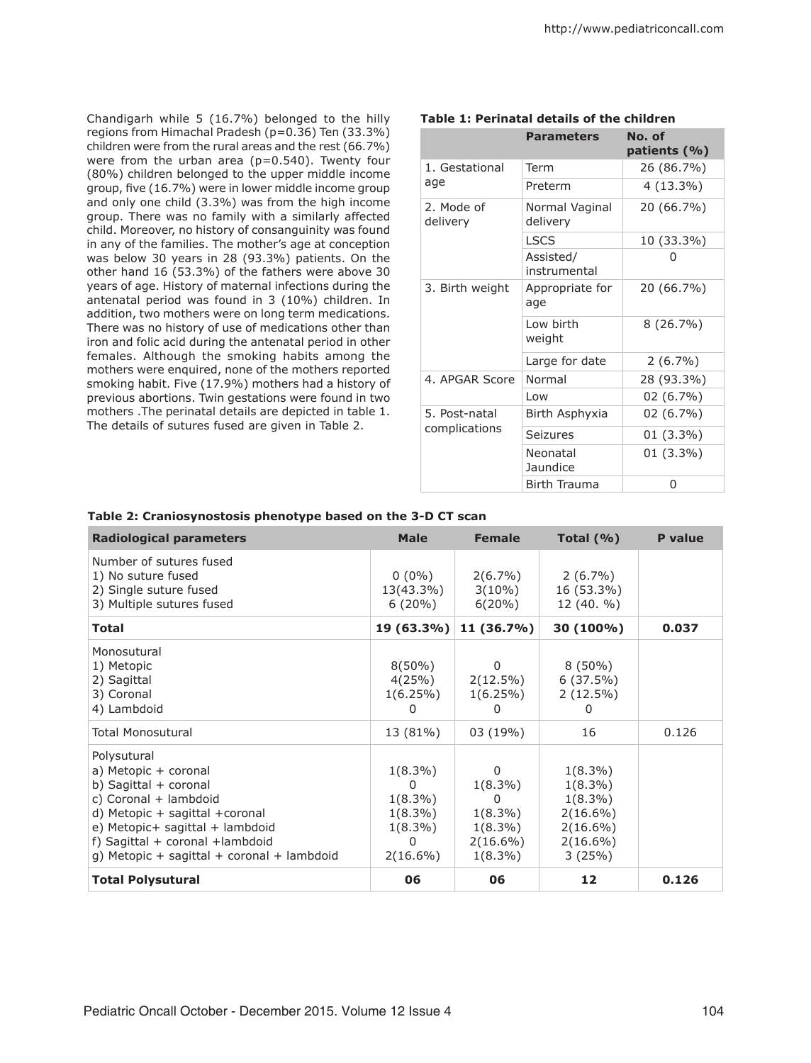Chandigarh while 5 (16.7%) belonged to the hilly regions from Himachal Pradesh (p=0.36) Ten (33.3%) children were from the rural areas and the rest (66.7%) were from the urban area (p=0.540). Twenty four (80%) children belonged to the upper middle income group, five (16.7%) were in lower middle income group and only one child (3.3%) was from the high income group. There was no family with a similarly affected child. Moreover, no history of consanguinity was found in any of the families. The mother's age at conception was below 30 years in 28 (93.3%) patients. On the other hand 16 (53.3%) of the fathers were above 30 years of age. History of maternal infections during the antenatal period was found in 3 (10%) children. In addition, two mothers were on long term medications. There was no history of use of medications other than iron and folic acid during the antenatal period in other females. Although the smoking habits among the mothers were enquired, none of the mothers reported smoking habit. Five (17.9%) mothers had a history of previous abortions. Twin gestations were found in two mothers .The perinatal details are depicted in table 1. The details of sutures fused are given in Table 2.

**Table 1: Perinatal details of the children**

| | Parameters | No. of patients (%) |
|---|---|---|
| 1. Gestational age | Term | 26 (86.7%) |
| | Preterm | 4 (13.3%) |
| 2. Mode of delivery | Normal Vaginal delivery | 20 (66.7%) |
| | LSCS | 10 (33.3%) |
| | Assisted/ instrumental | 0 |
| 3. Birth weight | Appropriate for age | 20 (66.7%) |
| | Low birth weight | 8 (26.7%) |
| | Large for date | 2 (6.7%) |
| 4. APGAR Score | Normal | 28 (93.3%) |
| | Low | 02 (6.7%) |
| 5. Post-natal complications | Birth Asphyxia | 02 (6.7%) |
| | Seizures | 01 (3.3%) |
| | Neonatal Jaundice | 01 (3.3%) |
| | Birth Trauma | 0 |

**Table 2: Craniosynostosis phenotype based on the 3-D CT scan**

| Radiological parameters | Male | Female | Total (%) | P value |
|---|---|---|---|---|
| Number of sutures fused | | | | |
| 1) No suture fused | 0 (0%) | 2(6.7%) | 2 (6.7%) | |
| 2) Single suture fused | 13(43.3%) | 3(10%) | 16 (53.3%) | |
| 3) Multiple sutures fused | 6 (20%) | 6(20%) | 12 (40. %) | |
| **Total** | **19 (63.3%)** | **11 (36.7%)** | **30 (100%)** | **0.037** |
| Monosutural | | | | |
| 1) Metopic | 8(50%) | 0 | 8 (50%) | |
| 2) Sagittal | 4(25%) | 2(12.5%) | 6 (37.5%) | |
| 3) Coronal | 1(6.25%) | 1(6.25%) | 2 (12.5%) | |
| 4) Lambdoid | 0 | 0 | 0 | |
| Total Monosutural | 13 (81%) | 03 (19%) | 16 | 0.126 |
| Polysutural | | | | |
| a) Metopic + coronal | 1(8.3%) | 0 | 1(8.3%) | |
| b) Sagittal + coronal | 0 | 1(8.3%) | 1(8.3%) | |
| c) Coronal + lambdoid | 1(8.3%) | 0 | 1(8.3%) | |
| d) Metopic + sagittal +coronal | 1(8.3%) | 1(8.3%) | 2(16.6%) | |
| e) Metopic+ sagittal + lambdoid | 1(8.3%) | 1(8.3%) | 2(16.6%) | |
| f) Sagittal + coronal +lambdoid | 0 | 2(16.6%) | 2(16.6%) | |
| g) Metopic + sagittal + coronal + lambdoid | 2(16.6%) | 1(8.3%) | 3 (25%) | |
| **Total Polysutural** | **06** | **06** | **12** | **0.126** |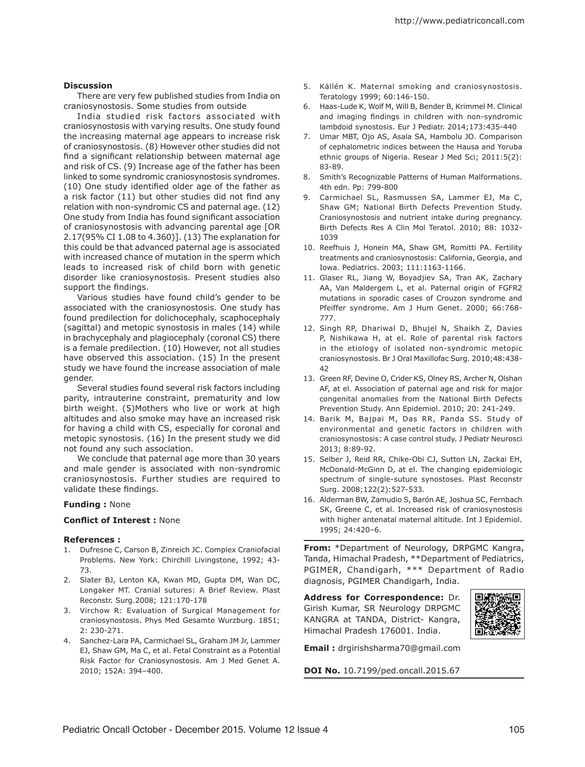## Discussion

There are very few published studies from India on craniosynostosis. Some studies from outside India studied risk factors associated with craniosynostosis with varying results. One study found the increasing maternal age appears to increase risk of craniosynostosis. (8) However other studies did not find a significant relationship between maternal age and risk of CS. (9) Increase age of the father has been linked to some syndromic craniosynostosis syndromes. (10) One study identified older age of the father as a risk factor (11) but other studies did not find any relation with non-syndromic CS and paternal age. (12) One study from India has found significant association of craniosynostosis with advancing parental age [OR 2.17(95% CI 1.08 to 4.360)]. (13) The explanation for this could be that advanced paternal age is associated with increased chance of mutation in the sperm which leads to increased risk of child born with genetic disorder like craniosynostosis. Present studies also support the findings.

Various studies have found child's gender to be associated with the craniosynostosis. One study has found predilection for dolichocephaly, scaphocephaly (sagittal) and metopic synostosis in males (14) while in brachycephaly and plagiocephaly (coronal CS) there is a female predilection. (10) However, not all studies have observed this association. (15) In the present study we have found the increase association of male gender.

Several studies found several risk factors including parity, intrauterine constraint, prematurity and low birth weight. (5)Mothers who live or work at high altitudes and also smoke may have an increased risk for having a child with CS, especially for coronal and metopic synostosis. (16) In the present study we did not found any such association.

We conclude that paternal age more than 30 years and male gender is associated with non-syndromic craniosynostosis. Further studies are required to validate these findings.

**Funding :** None

**Conflict of Interest :** None

**References :**

1. Dufresne C, Carson B, Zinreich JC. Complex Craniofacial Problems. New York: Chirchill Livingstone, 1992; 43-73.
2. Slater BJ, Lenton KA, Kwan MD, Gupta DM, Wan DC, Longaker MT. Cranial sutures: A Brief Review. Plast Reconstr. Surg.2008; 121:170-178
3. Virchow R: Evaluation of Surgical Management for craniosynostosis. Phys Med Gesamte Wurzburg. 1851; 2: 230-271.
4. Sanchez-Lara PA, Carmichael SL, Graham JM Jr, Lammer EJ, Shaw GM, Ma C, et al. Fetal Constraint as a Potential Risk Factor for Craniosynostosis. Am J Med Genet A. 2010; 152A: 394–400.
5. Källén K. Maternal smoking and craniosynostosis. Teratology 1999; 60:146-150.
6. Haas-Lude K, Wolf M, Will B, Bender B, Krimmel M. Clinical and imaging findings in children with non-syndromic lambdoid synostosis. Eur J Pediatr. 2014;173:435-440
7. Umar MBT, Ojo AS, Asala SA, Hambolu JO. Comparison of cephalometric indices between the Hausa and Yoruba ethnic groups of Nigeria. Resear J Med Sci; 2011:5(2): 83-89.
8. Smith's Recognizable Patterns of Human Malformations. 4th edn. Pp: 799-800
9. Carmichael SL, Rasmussen SA, Lammer EJ, Ma C, Shaw GM; National Birth Defects Prevention Study. Craniosynostosis and nutrient intake during pregnancy. Birth Defects Res A Clin Mol Teratol. 2010; 88: 1032-1039
10. Reefhuis J, Honein MA, Shaw GM, Romitti PA. Fertility treatments and craniosynostosis: California, Georgia, and Iowa. Pediatrics. 2003; 111:1163-1166.
11. Glaser RL, Jiang W, Boyadjiev SA, Tran AK, Zachary AA, Van Maldergem L, et al. Paternal origin of FGFR2 mutations in sporadic cases of Crouzon syndrome and Pfeiffer syndrome. Am J Hum Genet. 2000; 66:768-777.
12. Singh RP, Dhariwal D, Bhujel N, Shaikh Z, Davies P, Nishikawa H, at el. Role of parental risk factors in the etiology of isolated non-syndromic metopic craniosynostosis. Br J Oral Maxillofac Surg. 2010;48:438-42
13. Green RF, Devine O, Crider KS, Olney RS, Archer N, Olshan AF, at el. Association of paternal age and risk for major congenital anomalies from the National Birth Defects Prevention Study. Ann Epidemiol. 2010; 20: 241-249.
14. Barik M, Bajpai M, Das RR, Panda SS. Study of environmental and genetic factors in children with craniosynostosis: A case control study. J Pediatr Neurosci 2013; 8:89-92.
15. Selber J, Reid RR, Chike-Obi CJ, Sutton LN, Zackai EH, McDonald-McGinn D, at el. The changing epidemiologic spectrum of single-suture synostoses. Plast Reconstr Surg. 2008;122(2):527-533.
16. Alderman BW, Zamudio S, Barón AE, Joshua SC, Fernbach SK, Greene C, et al. Increased risk of craniosynostosis with higher antenatal maternal altitude. Int J Epidemiol. 1995; 24:420–6.

**From:** *Department of Neurology, DRPGMC Kangra, Tanda, Himachal Pradesh, **Department of Pediatrics, PGIMER, Chandigarh, *** Department of Radio diagnosis, PGIMER Chandigarh, India.

**Address for Correspondence:** Dr. Girish Kumar, SR Neurology DRPGMC KANGRA at TANDA, District- Kangra, Himachal Pradesh 176001. India.

**Email :** drgirishsharma70@gmail.com

**DOI No.** 10.7199/ped.oncall.2015.67